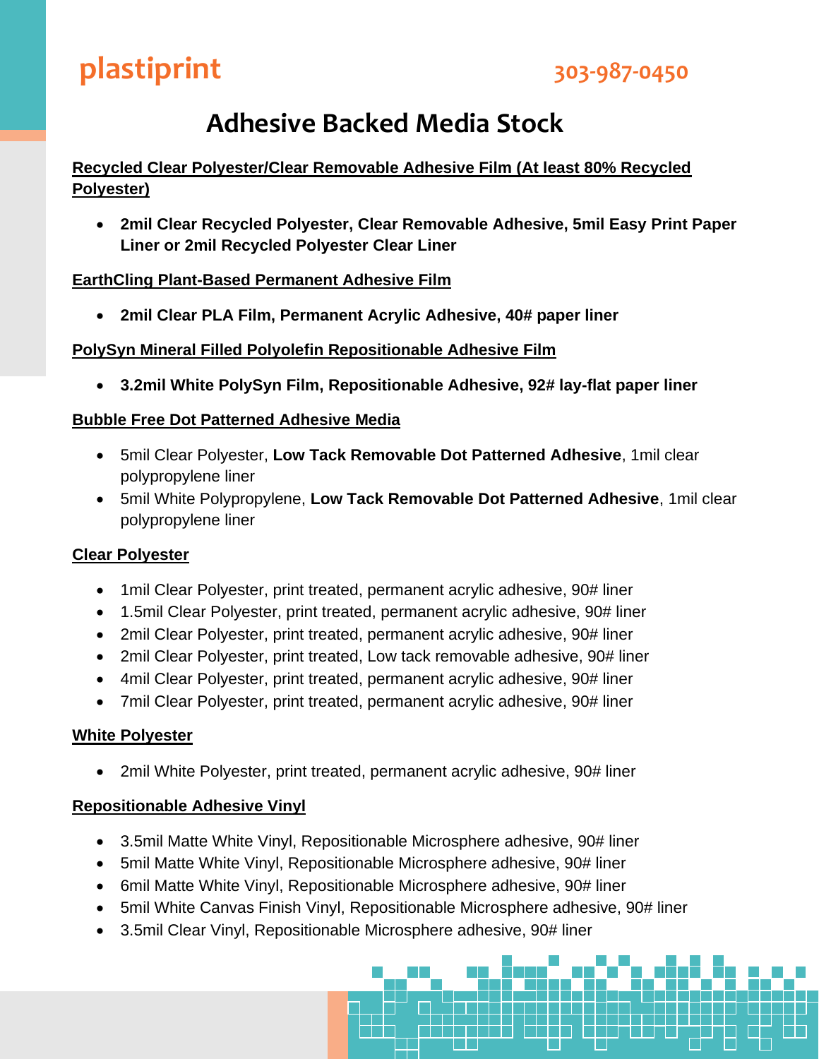plastiprint

303-987-0450

# Adhesive Backed Media Stock

**Recycled Clear Polyester/Clear Removable Adhesive Film (At least 80% Recycled Polyester)**

- **2mil Clear Recycled Polyester, Clear Removable Adhesive, 5mil Easy Print Paper Liner or 2mil Recycled Polyester Clear Liner**

**EarthCling Plant-Based Permanent Adhesive Film**

- **2mil Clear PLA Film, Permanent Acrylic Adhesive, 40# paper liner**

**PolySyn Mineral Filled Polyolefin Repositionable Adhesive Film**

- **3.2mil White PolySyn Film, Repositionable Adhesive, 92# lay-flat paper liner**

**Bubble Free Dot Patterned Adhesive Media**

- 5mil Clear Polyester, **Low Tack Removable Dot Patterned Adhesive**, 1mil clear polypropylene liner
- 5mil White Polypropylene, **Low Tack Removable Dot Patterned Adhesive**, 1mil clear polypropylene liner

**Clear Polyester**

- 1mil Clear Polyester, print treated, permanent acrylic adhesive, 90# liner
- 1.5mil Clear Polyester, print treated, permanent acrylic adhesive, 90# liner
- 2mil Clear Polyester, print treated, permanent acrylic adhesive, 90# liner
- 2mil Clear Polyester, print treated, Low tack removable adhesive, 90# liner
- 4mil Clear Polyester, print treated, permanent acrylic adhesive, 90# liner
- 7mil Clear Polyester, print treated, permanent acrylic adhesive, 90# liner

**White Polyester**

- 2mil White Polyester, print treated, permanent acrylic adhesive, 90# liner

**Repositionable Adhesive Vinyl**

- 3.5mil Matte White Vinyl, Repositionable Microsphere adhesive, 90# liner
- 5mil Matte White Vinyl, Repositionable Microsphere adhesive, 90# liner
- 6mil Matte White Vinyl, Repositionable Microsphere adhesive, 90# liner
- 5mil White Canvas Finish Vinyl, Repositionable Microsphere adhesive, 90# liner
- 3.5mil Clear Vinyl, Repositionable Microsphere adhesive, 90# liner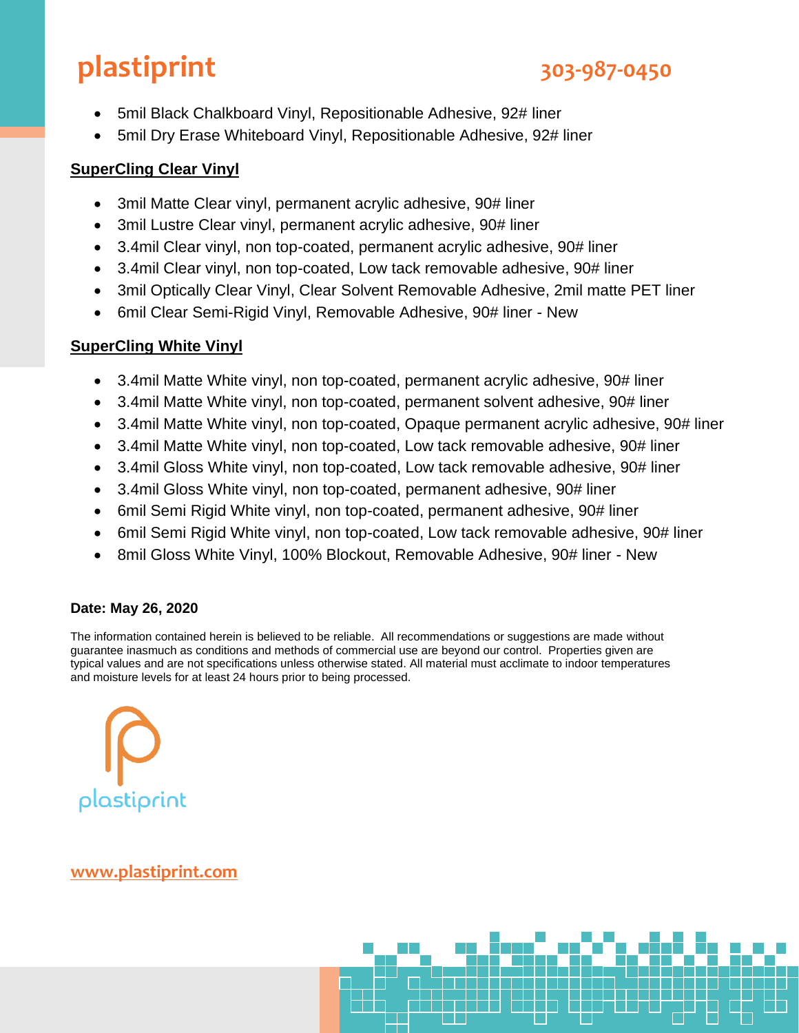- 5mil Black Chalkboard Vinyl, Repositionable Adhesive, 92# liner
- 5mil Dry Erase Whiteboard Vinyl, Repositionable Adhesive, 92# liner

## SuperCling Clear Vinyl

- 3mil Matte Clear vinyl, permanent acrylic adhesive, 90# liner
- 3mil Lustre Clear vinyl, permanent acrylic adhesive, 90# liner
- 3.4mil Clear vinyl, non top-coated, permanent acrylic adhesive, 90# liner
- 3.4mil Clear vinyl, non top-coated, Low tack removable adhesive, 90# liner
- 3mil Optically Clear Vinyl, Clear Solvent Removable Adhesive, 2mil matte PET liner
- 6mil Clear Semi-Rigid Vinyl, Removable Adhesive, 90# liner - New

## SuperCling White Vinyl

- 3.4mil Matte White vinyl, non top-coated, permanent acrylic adhesive, 90# liner
- 3.4mil Matte White vinyl, non top-coated, permanent solvent adhesive, 90# liner
- 3.4mil Matte White vinyl, non top-coated, Opaque permanent acrylic adhesive, 90# liner
- 3.4mil Matte White vinyl, non top-coated, Low tack removable adhesive, 90# liner
- 3.4mil Gloss White vinyl, non top-coated, Low tack removable adhesive, 90# liner
- 3.4mil Gloss White vinyl, non top-coated, permanent adhesive, 90# liner
- 6mil Semi Rigid White vinyl, non top-coated, permanent adhesive, 90# liner
- 6mil Semi Rigid White vinyl, non top-coated, Low tack removable adhesive, 90# liner
- 8mil Gloss White Vinyl, 100% Blockout, Removable Adhesive, 90# liner - New

**Date: May 26, 2020**

The information contained herein is believed to be reliable. All recommendations or suggestions are made without guarantee inasmuch as conditions and methods of commercial use are beyond our control. Properties given are typical values and are not specifications unless otherwise stated. All material must acclimate to indoor temperatures and moisture levels for at least 24 hours prior to being processed.

plastiprint

www.plastiprint.com